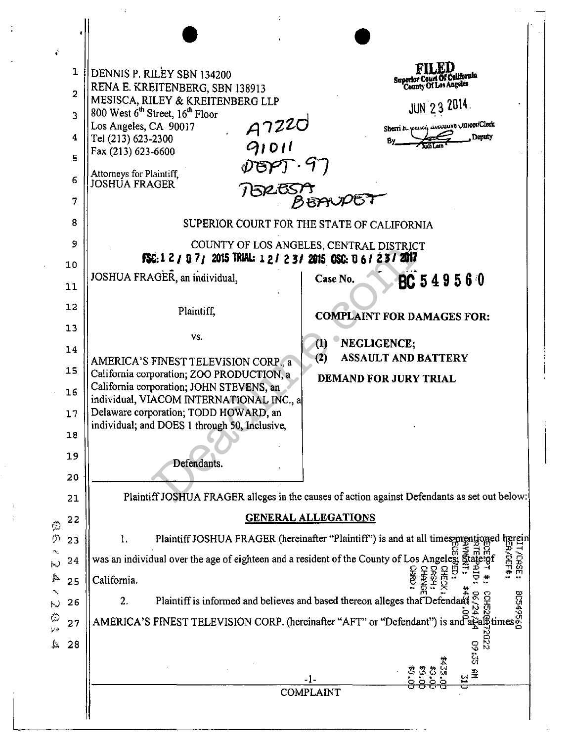DENNIS P. RILEY SBN 134200
RENA E. KREITENBERG, SBN 138913
MESISCA, RILEY & KREITENBERG LLP
800 West 6th Street, 16th Floor
Los Angeles, CA 90017
Tel (213) 623-2300
Fax (213) 623-6600

Attorneys for Plaintiff,
JOSHUA FRAGER

A7220
91011
DEPT. 97
TERESA BEAUDET

**FILED**
Superior Court Of California
County Of Los Angeles

JUN 23 2014

Sherri R. Carter, Executive Officer/Clerk
By Judi Lara, Deputy

SUPERIOR COURT FOR THE STATE OF CALIFORNIA

COUNTY OF LOS ANGELES, CENTRAL DISTRICT

FSC: 12/07/2015 TRIAL: 12/23/2015 OSC: 06/23/2017

| | |
|---|---|
| JOSHUA FRAGER, an individual,<br><br>Plaintiff,<br><br>vs.<br><br>AMERICA'S FINEST TELEVISION CORP., a California corporation; ZOO PRODUCTION, a California corporation; JOHN STEVENS, an individual, VIACOM INTERNATIONAL INC., a Delaware corporation; TODD HOWARD, an individual; and DOES 1 through 50, Inclusive,<br><br>Defendants. | Case No. **BC 549560**<br><br>**COMPLAINT FOR DAMAGES FOR:**<br><br>**(1) NEGLIGENCE;**<br>**(2) ASSAULT AND BATTERY**<br><br>**DEMAND FOR JURY TRIAL** |

Plaintiff JOSHUA FRAGER alleges in the causes of action against Defendants as set out below:

## GENERAL ALLEGATIONS

1. Plaintiff JOSHUA FRAGER (hereinafter "Plaintiff") is and at all times mentioned herein was an individual over the age of eighteen and a resident of the County of Los Angeles, State of California.

2. Plaintiff is informed and believes and based thereon alleges that Defendant AMERICA'S FINEST TELEVISION CORP. (hereinafter "AFT" or "Defendant") is and at all times

COMPLAINT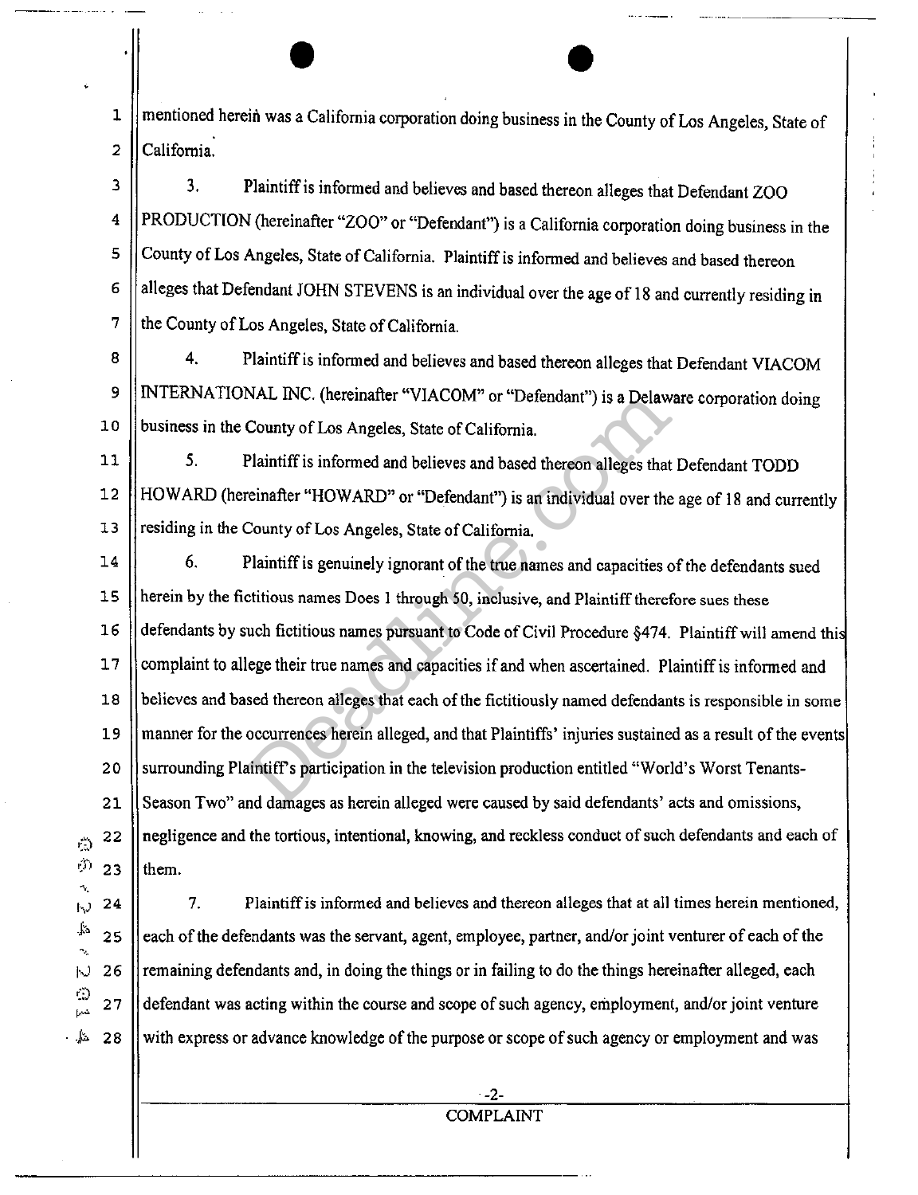mentioned herein was a California corporation doing business in the County of Los Angeles, State of California.

3. Plaintiff is informed and believes and based thereon alleges that Defendant ZOO PRODUCTION (hereinafter "ZOO" or "Defendant") is a California corporation doing business in the County of Los Angeles, State of California. Plaintiff is informed and believes and based thereon alleges that Defendant JOHN STEVENS is an individual over the age of 18 and currently residing in the County of Los Angeles, State of California.

4. Plaintiff is informed and believes and based thereon alleges that Defendant VIACOM INTERNATIONAL INC. (hereinafter "VIACOM" or "Defendant") is a Delaware corporation doing business in the County of Los Angeles, State of California.

5. Plaintiff is informed and believes and based thereon alleges that Defendant TODD HOWARD (hereinafter "HOWARD" or "Defendant") is an individual over the age of 18 and currently residing in the County of Los Angeles, State of California.

6. Plaintiff is genuinely ignorant of the true names and capacities of the defendants sued herein by the fictitious names Does 1 through 50, inclusive, and Plaintiff therefore sues these defendants by such fictitious names pursuant to Code of Civil Procedure §474. Plaintiff will amend this complaint to allege their true names and capacities if and when ascertained. Plaintiff is informed and believes and based thereon alleges that each of the fictitiously named defendants is responsible in some manner for the occurrences herein alleged, and that Plaintiffs' injuries sustained as a result of the events surrounding Plaintiff's participation in the television production entitled "World's Worst Tenants-Season Two" and damages as herein alleged were caused by said defendants' acts and omissions, negligence and the tortious, intentional, knowing, and reckless conduct of such defendants and each of them.

7. Plaintiff is informed and believes and thereon alleges that at all times herein mentioned, each of the defendants was the servant, agent, employee, partner, and/or joint venturer of each of the remaining defendants and, in doing the things or in failing to do the things hereinafter alleged, each defendant was acting within the course and scope of such agency, employment, and/or joint venture with express or advance knowledge of the purpose or scope of such agency or employment and was

COMPLAINT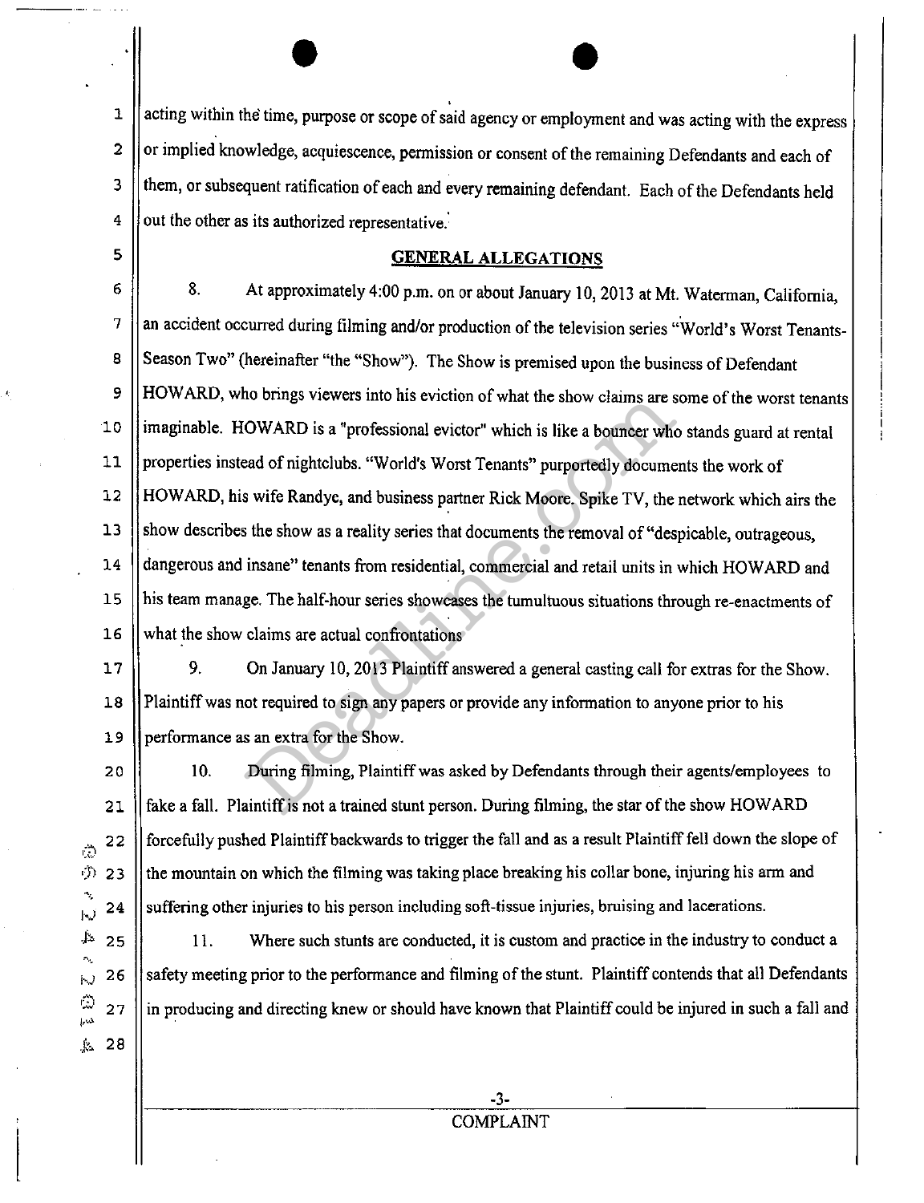acting within the time, purpose or scope of said agency or employment and was acting with the express or implied knowledge, acquiescence, permission or consent of the remaining Defendants and each of them, or subsequent ratification of each and every remaining defendant. Each of the Defendants held out the other as its authorized representative.

## GENERAL ALLEGATIONS

8. At approximately 4:00 p.m. on or about January 10, 2013 at Mt. Waterman, California, an accident occurred during filming and/or production of the television series "World's Worst Tenants-Season Two" (hereinafter "the "Show"). The Show is premised upon the business of Defendant HOWARD, who brings viewers into his eviction of what the show claims are some of the worst tenants imaginable. HOWARD is a "professional evictor" which is like a bouncer who stands guard at rental properties instead of nightclubs. "World's Worst Tenants" purportedly documents the work of HOWARD, his wife Randye, and business partner Rick Moore. Spike TV, the network which airs the show describes the show as a reality series that documents the removal of "despicable, outrageous, dangerous and insane" tenants from residential, commercial and retail units in which HOWARD and his team manage. The half-hour series showcases the tumultuous situations through re-enactments of what the show claims are actual confrontations

9. On January 10, 2013 Plaintiff answered a general casting call for extras for the Show. Plaintiff was not required to sign any papers or provide any information to anyone prior to his performance as an extra for the Show.

10. During filming, Plaintiff was asked by Defendants through their agents/employees to fake a fall. Plaintiff is not a trained stunt person. During filming, the star of the show HOWARD forcefully pushed Plaintiff backwards to trigger the fall and as a result Plaintiff fell down the slope of the mountain on which the filming was taking place breaking his collar bone, injuring his arm and suffering other injuries to his person including soft-tissue injuries, bruising and lacerations.

11. Where such stunts are conducted, it is custom and practice in the industry to conduct a safety meeting prior to the performance and filming of the stunt. Plaintiff contends that all Defendants in producing and directing knew or should have known that Plaintiff could be injured in such a fall and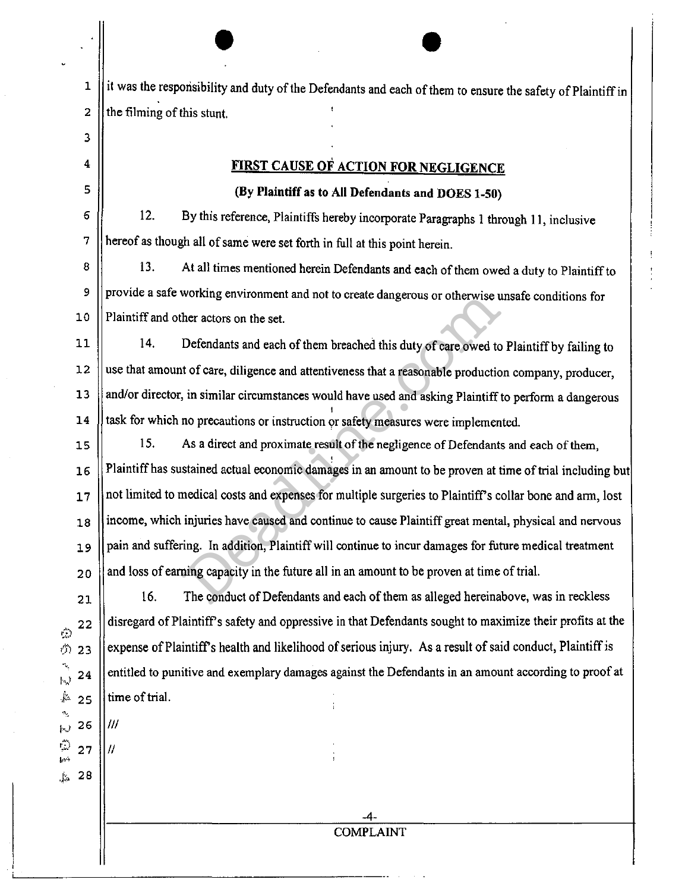it was the responsibility and duty of the Defendants and each of them to ensure the safety of Plaintiff in the filming of this stunt.

## FIRST CAUSE OF ACTION FOR NEGLIGENCE

**(By Plaintiff as to All Defendants and DOES 1-50)**

12. By this reference, Plaintiffs hereby incorporate Paragraphs 1 through 11, inclusive hereof as though all of same were set forth in full at this point herein.

13. At all times mentioned herein Defendants and each of them owed a duty to Plaintiff to provide a safe working environment and not to create dangerous or otherwise unsafe conditions for Plaintiff and other actors on the set.

14. Defendants and each of them breached this duty of care owed to Plaintiff by failing to use that amount of care, diligence and attentiveness that a reasonable production company, producer, and/or director, in similar circumstances would have used and asking Plaintiff to perform a dangerous task for which no precautions or instruction or safety measures were implemented.

15. As a direct and proximate result of the negligence of Defendants and each of them, Plaintiff has sustained actual economic damages in an amount to be proven at time of trial including but not limited to medical costs and expenses for multiple surgeries to Plaintiff's collar bone and arm, lost income, which injuries have caused and continue to cause Plaintiff great mental, physical and nervous pain and suffering. In addition, Plaintiff will continue to incur damages for future medical treatment and loss of earning capacity in the future all in an amount to be proven at time of trial.

16. The conduct of Defendants and each of them as alleged hereinabove, was in reckless disregard of Plaintiff's safety and oppressive in that Defendants sought to maximize their profits at the expense of Plaintiff's health and likelihood of serious injury. As a result of said conduct, Plaintiff is entitled to punitive and exemplary damages against the Defendants in an amount according to proof at time of trial.

///

//

COMPLAINT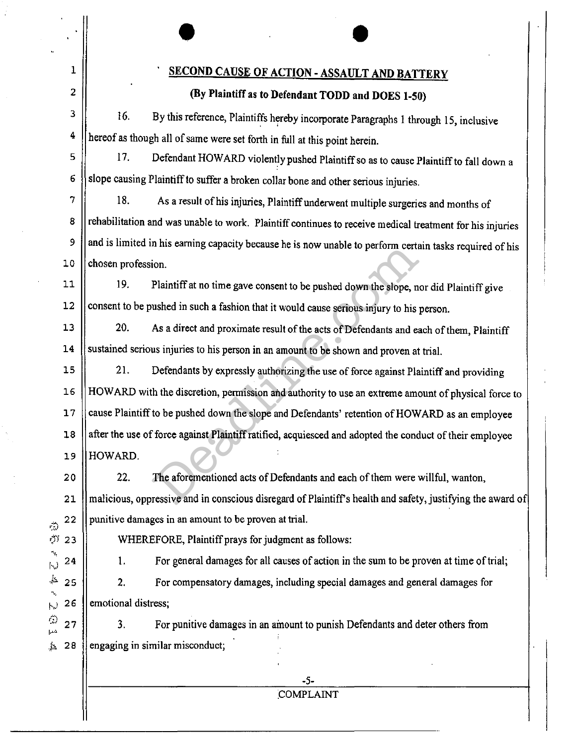## SECOND CAUSE OF ACTION - ASSAULT AND BATTERY

**(By Plaintiff as to Defendant TODD and DOES 1-50)**

16. By this reference, Plaintiffs hereby incorporate Paragraphs 1 through 15, inclusive hereof as though all of same were set forth in full at this point herein.

17. Defendant HOWARD violently pushed Plaintiff so as to cause Plaintiff to fall down a slope causing Plaintiff to suffer a broken collar bone and other serious injuries.

18. As a result of his injuries, Plaintiff underwent multiple surgeries and months of rehabilitation and was unable to work. Plaintiff continues to receive medical treatment for his injuries and is limited in his earning capacity because he is now unable to perform certain tasks required of his chosen profession.

19. Plaintiff at no time gave consent to be pushed down the slope, nor did Plaintiff give consent to be pushed in such a fashion that it would cause serious injury to his person.

20. As a direct and proximate result of the acts of Defendants and each of them, Plaintiff sustained serious injuries to his person in an amount to be shown and proven at trial.

21. Defendants by expressly authorizing the use of force against Plaintiff and providing HOWARD with the discretion, permission and authority to use an extreme amount of physical force to cause Plaintiff to be pushed down the slope and Defendants' retention of HOWARD as an employee after the use of force against Plaintiff ratified, acquiesced and adopted the conduct of their employee HOWARD.

22. The aforementioned acts of Defendants and each of them were willful, wanton, malicious, oppressive and in conscious disregard of Plaintiff's health and safety, justifying the award of punitive damages in an amount to be proven at trial.

WHEREFORE, Plaintiff prays for judgment as follows:

1. For general damages for all causes of action in the sum to be proven at time of trial;

2. For compensatory damages, including special damages and general damages for emotional distress;

3. For punitive damages in an amount to punish Defendants and deter others from engaging in similar misconduct;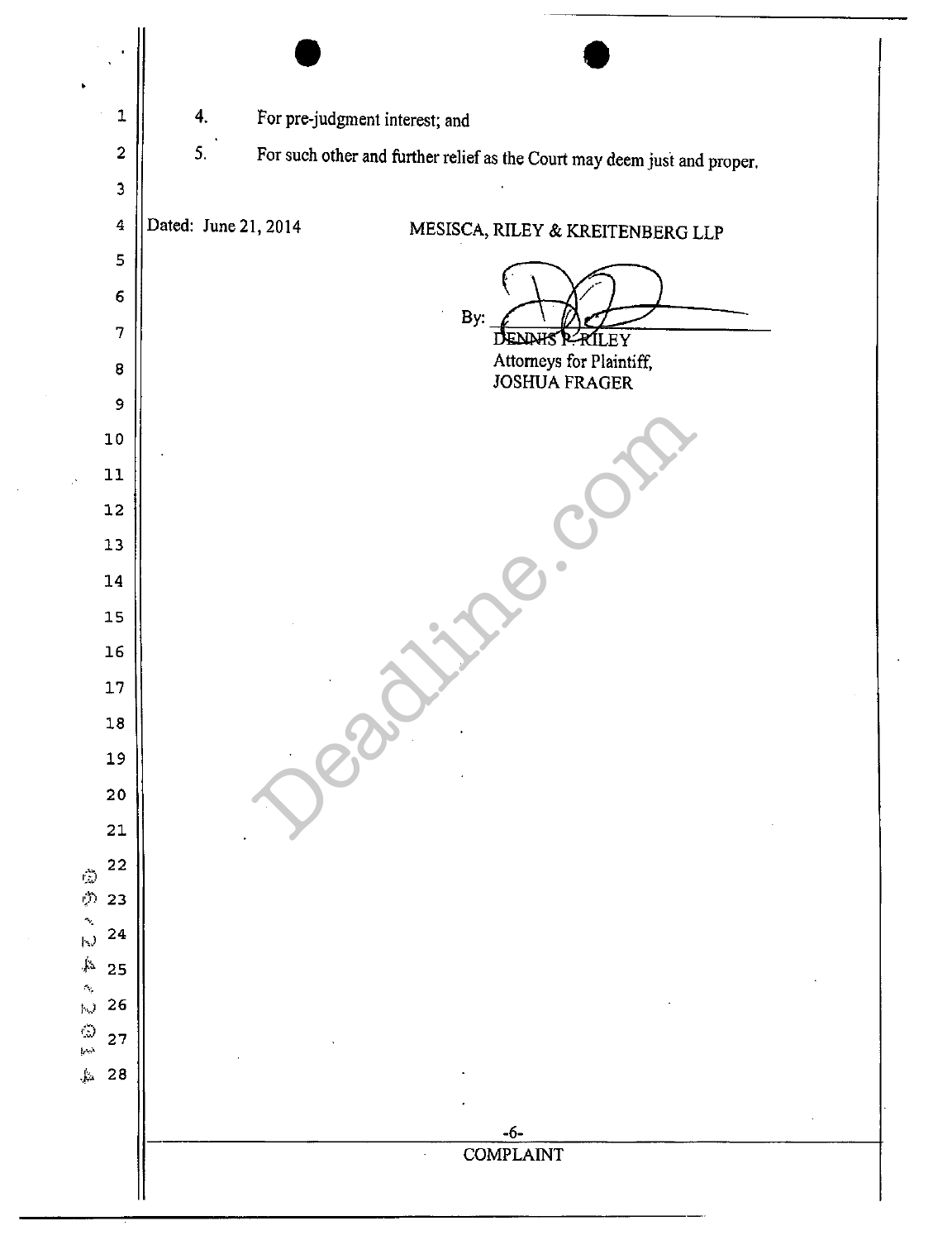4. For pre-judgment interest; and

5. For such other and further relief as the Court may deem just and proper.

Dated: June 21, 2014

MESISCA, RILEY & KREITENBERG LLP

By: DENNIS P. RILEY
Attorneys for Plaintiff,
JOSHUA FRAGER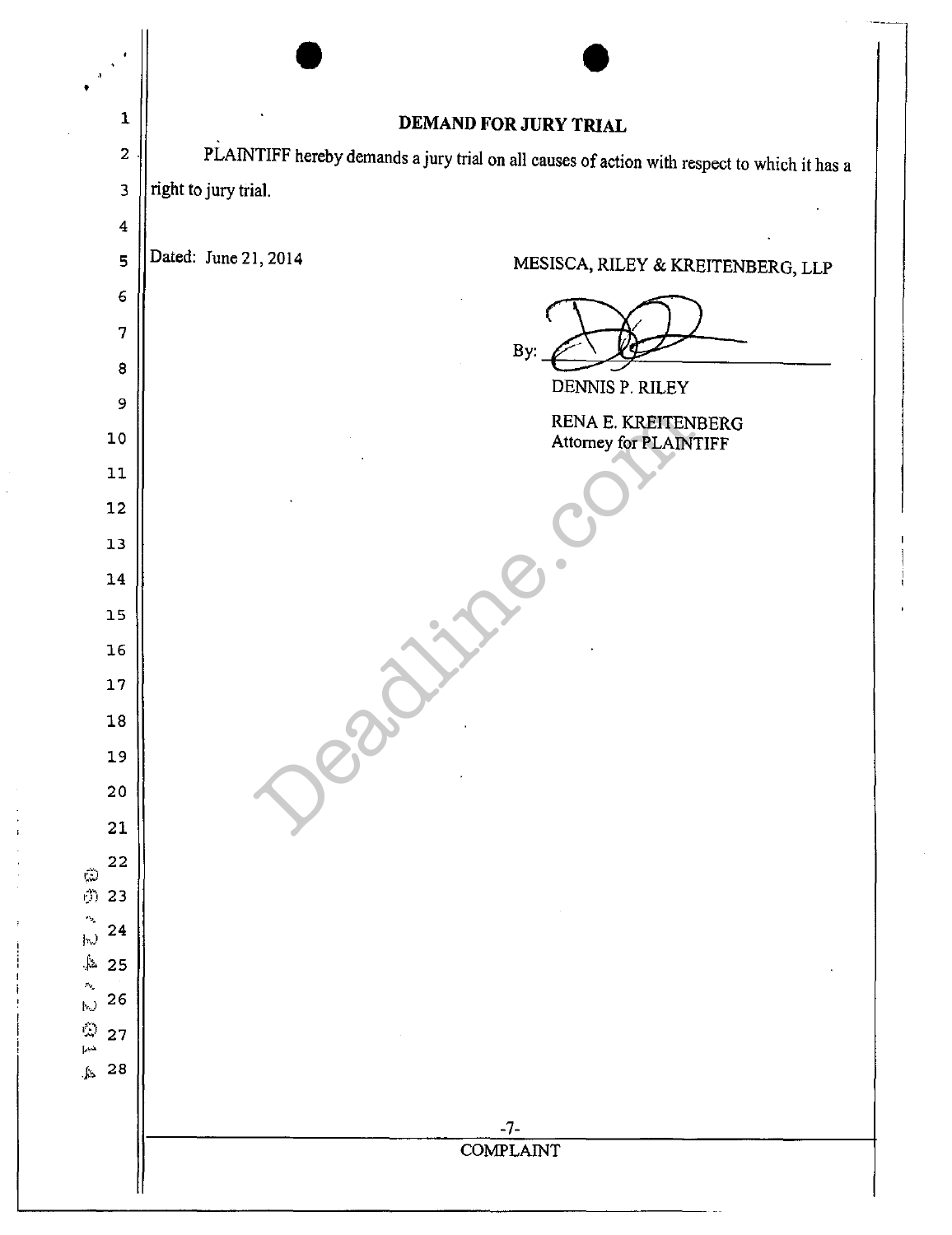## DEMAND FOR JURY TRIAL

PLAINTIFF hereby demands a jury trial on all causes of action with respect to which it has a right to jury trial.

Dated: June 21, 2014

MESISCA, RILEY & KREITENBERG, LLP

By: ______________________

DENNIS P. RILEY

RENA E. KREITENBERG
Attorney for PLAINTIFF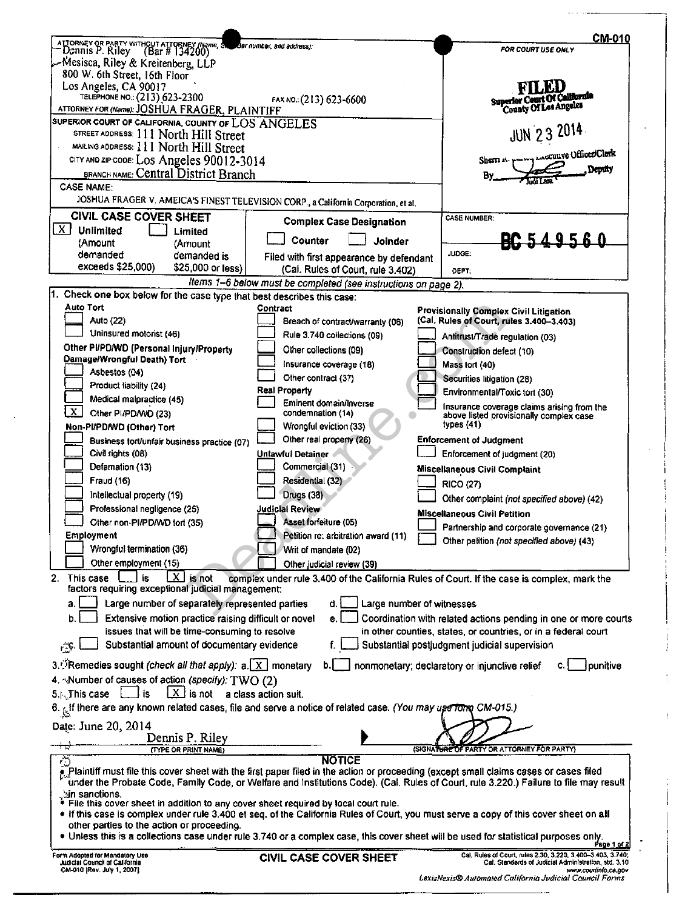CM-010

ATTORNEY OR PARTY WITHOUT ATTORNEY (Name, State Bar number, and address):
Dennis P. Riley (Bar # 134200)
Mesisca, Riley & Kreitenberg, LLP
800 W. 6th Street, 16th Floor
Los Angeles, CA 90017
TELEPHONE NO.: (213) 623-2300 FAX NO.: (213) 623-6600
ATTORNEY FOR (Name): JOSHUA FRAGER, PLAINTIFF

FOR COURT USE ONLY

**FILED**
Superior Court Of California
County Of Los Angeles
JUN 23 2014
Sherri R. Carter, Executive Officer/Clerk
By Judi Lara, Deputy

SUPERIOR COURT OF CALIFORNIA, COUNTY OF LOS ANGELES
STREET ADDRESS: 111 North Hill Street
MAILING ADDRESS: 111 North Hill Street
CITY AND ZIP CODE: Los Angeles 90012-3014
BRANCH NAME: Central District Branch

CASE NAME:
JOSHUA FRAGER V. AMEICA'S FINEST TELEVISION CORP., a California Corporation, et al.

## CIVIL CASE COVER SHEET

[X] Unlimited (Amount demanded exceeds $25,000)
[ ] Limited (Amount demanded is $25,000 or less)

Complex Case Designation
[ ] Counter [ ] Joinder
Filed with first appearance by defendant (Cal. Rules of Court, rule 3.402)

CASE NUMBER: BC 549560
JUDGE:
DEPT:

*Items 1–6 below must be completed (see instructions on page 2).*

1. Check one box below for the case type that best describes this case:

**Auto Tort**
- [ ] Auto (22)
- [ ] Uninsured motorist (46)

**Other PI/PD/WD (Personal Injury/Property Damage/Wrongful Death) Tort**
- [ ] Asbestos (04)
- [ ] Product liability (24)
- [ ] Medical malpractice (45)
- [X] Other PI/PD/WD (23)

**Non-PI/PD/WD (Other) Tort**
- [ ] Business tort/unfair business practice (07)
- [ ] Civil rights (08)
- [ ] Defamation (13)
- [ ] Fraud (16)
- [ ] Intellectual property (19)
- [ ] Professional negligence (25)
- [ ] Other non-PI/PD/WD tort (35)

**Employment**
- [ ] Wrongful termination (36)
- [ ] Other employment (15)

**Contract**
- [ ] Breach of contract/warranty (06)
- [ ] Rule 3.740 collections (09)
- [ ] Other collections (09)
- [ ] Insurance coverage (18)
- [ ] Other contract (37)

**Real Property**
- [ ] Eminent domain/Inverse condemnation (14)
- [ ] Wrongful eviction (33)
- [ ] Other real property (26)

**Unlawful Detainer**
- [ ] Commercial (31)
- [ ] Residential (32)
- [ ] Drugs (38)

**Judicial Review**
- [ ] Asset forfeiture (05)
- [ ] Petition re: arbitration award (11)
- [ ] Writ of mandate (02)
- [ ] Other judicial review (39)

**Provisionally Complex Civil Litigation (Cal. Rules of Court, rules 3.400–3.403)**
- [ ] Antitrust/Trade regulation (03)
- [ ] Construction defect (10)
- [ ] Mass tort (40)
- [ ] Securities litigation (28)
- [ ] Environmental/Toxic tort (30)
- [ ] Insurance coverage claims arising from the above listed provisionally complex case types (41)

**Enforcement of Judgment**
- [ ] Enforcement of judgment (20)

**Miscellaneous Civil Complaint**
- [ ] RICO (27)
- [ ] Other complaint (not specified above) (42)

**Miscellaneous Civil Petition**
- [ ] Partnership and corporate governance (21)
- [ ] Other petition (not specified above) (43)

2. This case [ ] is [X] is not complex under rule 3.400 of the California Rules of Court. If the case is complex, mark the factors requiring exceptional judicial management:
   - a. [ ] Large number of separately represented parties
   - b. [ ] Extensive motion practice raising difficult or novel issues that will be time-consuming to resolve
   - c. [ ] Substantial amount of documentary evidence
   - d. [ ] Large number of witnesses
   - e. [ ] Coordination with related actions pending in one or more courts in other counties, states, or countries, or in a federal court
   - f. [ ] Substantial postjudgment judicial supervision
3. Remedies sought *(check all that apply)*: a. [X] monetary b. [ ] nonmonetary; declaratory or injunctive relief c. [ ] punitive
4. Number of causes of action *(specify)*: TWO (2)
5. This case [ ] is [X] is not a class action suit.
6. If there are any known related cases, file and serve a notice of related case. *(You may use form CM-015.)*

Date: June 20, 2014
Dennis P. Riley
(TYPE OR PRINT NAME)

(SIGNATURE OF PARTY OR ATTORNEY FOR PARTY)

**NOTICE**
- Plaintiff must file this cover sheet with the first paper filed in the action or proceeding (except small claims cases or cases filed under the Probate Code, Family Code, or Welfare and Institutions Code). (Cal. Rules of Court, rule 3.220.) Failure to file may result in sanctions.
- File this cover sheet in addition to any cover sheet required by local court rule.
- If this case is complex under rule 3.400 et seq. of the California Rules of Court, you must serve a copy of this cover sheet on all other parties to the action or proceeding.
- Unless this is a collections case under rule 3.740 or a complex case, this cover sheet will be used for statistical purposes only.

Form Adopted for Mandatory Use
Judicial Council of California
CM-010 [Rev. July 1, 2007]

CIVIL CASE COVER SHEET

Cal. Rules of Court, rules 2.30, 3.220, 3.400–3.403, 3.740;
Cal. Standards of Judicial Administration, std. 3.10
www.courtinfo.ca.gov
LexisNexis® Automated California Judicial Council Forms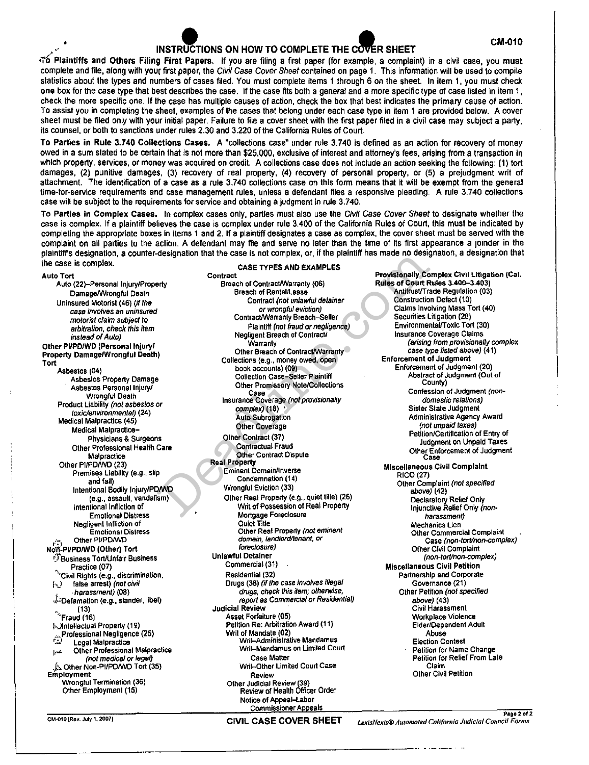CM-010

# INSTRUCTIONS ON HOW TO COMPLETE THE COVER SHEET

**To Plaintiffs and Others Filing First Papers.** If you are filing a first paper (for example, a complaint) in a civil case, you **must** complete and file, along with your first paper, the *Civil Case Cover Sheet* contained on page 1. This information will be used to compile statistics about the types and numbers of cases filed. You must complete items 1 through 6 on the sheet. In item 1, you must check **one** box for the case type that best describes the case. If the case fits both a general and a more specific type of case listed in item 1, check the more specific one. If the case has multiple causes of action, check the box that best indicates the **primary** cause of action. To assist you in completing the sheet, examples of the cases that belong under each case type in item 1 are provided below. A cover sheet must be filed only with your initial paper. Failure to file a cover sheet with the first paper filed in a civil case may subject a party, its counsel, or both to sanctions under rules 2.30 and 3.220 of the California Rules of Court.

**To Parties in Rule 3.740 Collections Cases.** A "collections case" under rule 3.740 is defined as an action for recovery of money owed in a sum stated to be certain that is not more than $25,000, exclusive of interest and attorney's fees, arising from a transaction in which property, services, or money was acquired on credit. A collections case does not include an action seeking the following: (1) tort damages, (2) punitive damages, (3) recovery of real property, (4) recovery of personal property, or (5) a prejudgment writ of attachment. The identification of a case as a rule 3.740 collections case on this form means that it will be exempt from the general time-for-service requirements and case management rules, unless a defendant files a responsive pleading. A rule 3.740 collections case will be subject to the requirements for service and obtaining a judgment in rule 3.740.

**To Parties in Complex Cases.** In complex cases only, parties must also use the *Civil Case Cover Sheet* to designate whether the case is complex. If a plaintiff believes the case is complex under rule 3.400 of the California Rules of Court, this must be indicated by completing the appropriate boxes in items 1 and 2. If a plaintiff designates a case as complex, the cover sheet must be served with the complaint on all parties to the action. A defendant may file and serve no later than the time of its first appearance a joinder in the plaintiff's designation, a counter-designation that the case is not complex, or, if the plaintiff has made no designation, a designation that the case is complex.

## CASE TYPES AND EXAMPLES

**Auto Tort**
- Auto (22)–Personal Injury/Property Damage/Wrongful Death
- Uninsured Motorist (46) *(if the case involves an uninsured motorist claim subject to arbitration, check this item instead of Auto)*

**Other PI/PD/WD (Personal Injury/ Property Damage/Wrongful Death) Tort**
- Asbestos (04)
  - Asbestos Property Damage
  - Asbestos Personal Injury/ Wrongful Death
- Product Liability *(not asbestos or toxic/environmental)* (24)
- Medical Malpractice (45)
  - Medical Malpractice– Physicians & Surgeons
  - Other Professional Health Care Malpractice
- Other PI/PD/WD (23)
  - Premises Liability (e.g., slip and fall)
  - Intentional Bodily Injury/PD/WD (e.g., assault, vandalism)
  - Intentional Infliction of Emotional Distress
  - Negligent Infliction of Emotional Distress
  - Other PI/PD/WD

**Non-PI/PD/WD (Other) Tort**
- Business Tort/Unfair Business Practice (07)
- Civil Rights (e.g., discrimination, false arrest) *(not civil harassment)* (08)
- Defamation (e.g., slander, libel) (13)
- Fraud (16)
- Intellectual Property (19)
- Professional Negligence (25)
  - Legal Malpractice
  - Other Professional Malpractice *(not medical or legal)*
- Other Non-PI/PD/WD Tort (35)

**Employment**
- Wrongful Termination (36)
- Other Employment (15)

**Contract**
- Breach of Contract/Warranty (06)
  - Breach of Rental/Lease Contract *(not unlawful detainer or wrongful eviction)*
  - Contract/Warranty Breach–Seller Plaintiff *(not fraud or negligence)*
  - Negligent Breach of Contract/ Warranty
  - Other Breach of Contract/Warranty
- Collections (e.g., money owed, open book accounts) (09)
  - Collection Case–Seller Plaintiff
  - Other Promissory Note/Collections Case
- Insurance Coverage *(not provisionally complex)* (18)
  - Auto Subrogation
  - Other Coverage
- Other Contract (37)
  - Contractual Fraud
  - Other Contract Dispute

**Real Property**
- Eminent Domain/Inverse Condemnation (14)
- Wrongful Eviction (33)
- Other Real Property (e.g., quiet title) (26)
  - Writ of Possession of Real Property
  - Mortgage Foreclosure
  - Quiet Title
  - Other Real Property *(not eminent domain, landlord/tenant, or foreclosure)*

**Unlawful Detainer**
- Commercial (31)
- Residential (32)
- Drugs (38) *(if the case involves illegal drugs, check this item; otherwise, report as Commercial or Residential)*

**Judicial Review**
- Asset Forfeiture (05)
- Petition Re: Arbitration Award (11)
- Writ of Mandate (02)
  - Writ–Administrative Mandamus
  - Writ–Mandamus on Limited Court Case Matter
  - Writ–Other Limited Court Case Review
- Other Judicial Review (39)
  - Review of Health Officer Order
  - Notice of Appeal–Labor Commissioner Appeals

**Provisionally Complex Civil Litigation (Cal. Rules of Court Rules 3.400–3.403)**
- Antitrust/Trade Regulation (03)
- Construction Defect (10)
- Claims Involving Mass Tort (40)
- Securities Litigation (28)
- Environmental/Toxic Tort (30)
- Insurance Coverage Claims *(arising from provisionally complex case type listed above)* (41)

**Enforcement of Judgment**
- Enforcement of Judgment (20)
  - Abstract of Judgment (Out of County)
  - Confession of Judgment *(non-domestic relations)*
  - Sister State Judgment
  - Administrative Agency Award *(not unpaid taxes)*
  - Petition/Certification of Entry of Judgment on Unpaid Taxes
  - Other Enforcement of Judgment Case

**Miscellaneous Civil Complaint**
- RICO (27)
- Other Complaint *(not specified above)* (42)
  - Declaratory Relief Only
  - Injunctive Relief Only *(non-harassment)*
  - Mechanics Lien
  - Other Commercial Complaint Case *(non-tort/non-complex)*
  - Other Civil Complaint *(non-tort/non-complex)*

**Miscellaneous Civil Petition**
- Partnership and Corporate Governance (21)
- Other Petition *(not specified above)* (43)
  - Civil Harassment
  - Workplace Violence
  - Elder/Dependent Adult Abuse
  - Election Contest
  - Petition for Name Change
  - Petition for Relief From Late Claim
  - Other Civil Petition

CM-010 [Rev. July 1, 2007] **CIVIL CASE COVER SHEET** *LexisNexis® Automated California Judicial Council Forms*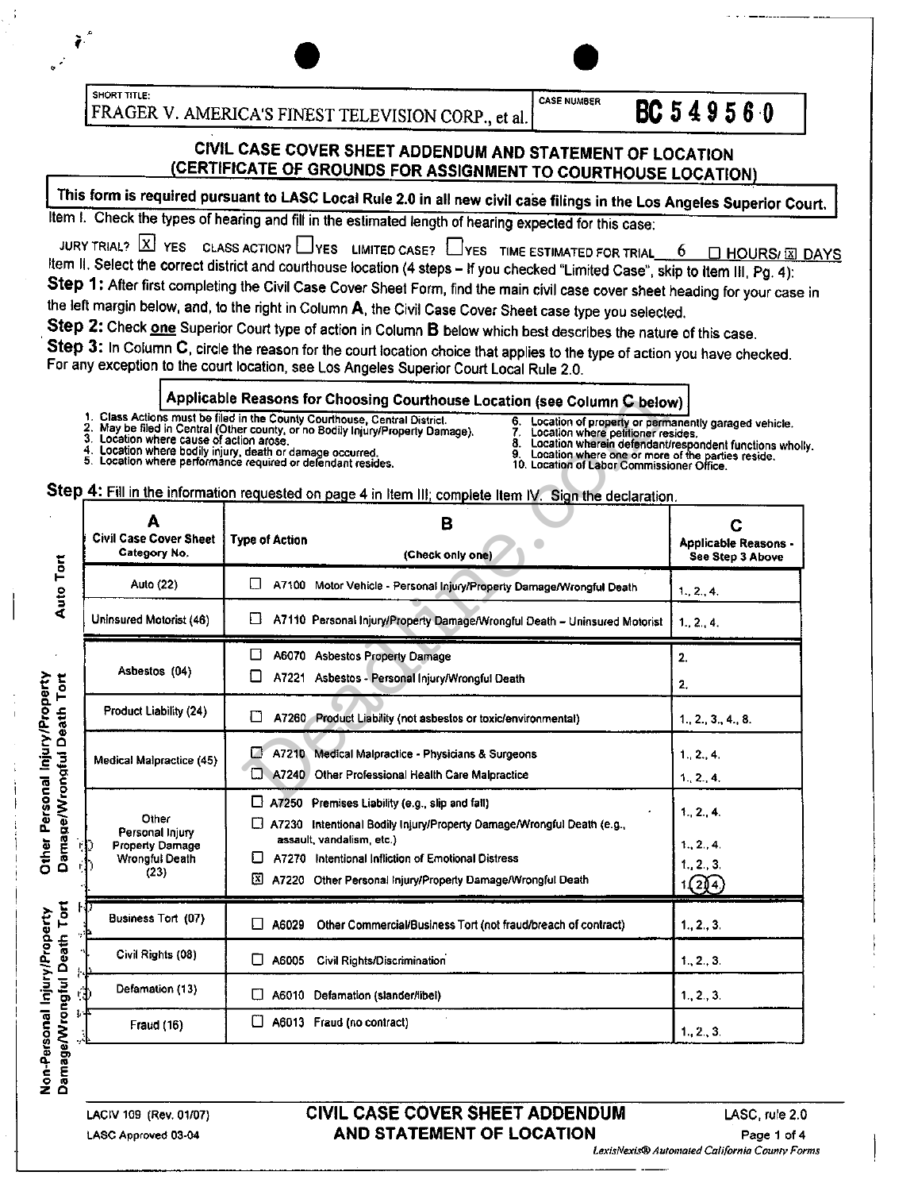SHORT TITLE: FRAGER V. AMERICA'S FINEST TELEVISION CORP., et al.

CASE NUMBER **BC 549560**

## CIVIL CASE COVER SHEET ADDENDUM AND STATEMENT OF LOCATION (CERTIFICATE OF GROUNDS FOR ASSIGNMENT TO COURTHOUSE LOCATION)

**This form is required pursuant to LASC Local Rule 2.0 in all new civil case filings in the Los Angeles Superior Court.**

Item I. Check the types of hearing and fill in the estimated length of hearing expected for this case:

JURY TRIAL? [X] YES CLASS ACTION? [ ] YES LIMITED CASE? [ ] YES TIME ESTIMATED FOR TRIAL 6 [ ] HOURS/ [X] DAYS

Item II. Select the correct district and courthouse location (4 steps – If you checked "Limited Case", skip to Item III, Pg. 4):

**Step 1:** After first completing the Civil Case Cover Sheet Form, find the main civil case cover sheet heading for your case in the left margin below, and, to the right in Column **A**, the Civil Case Cover Sheet case type you selected.

**Step 2:** Check one Superior Court type of action in Column **B** below which best describes the nature of this case.

**Step 3:** In Column **C**, circle the reason for the court location choice that applies to the type of action you have checked. For any exception to the court location, see Los Angeles Superior Court Local Rule 2.0.

**Applicable Reasons for Choosing Courthouse Location (see Column C below)**

1. Class Actions must be filed in the County Courthouse, Central District.
2. May be filed in Central (Other county, or no Bodily Injury/Property Damage).
3. Location where cause of action arose.
4. Location where bodily injury, death or damage occurred.
5. Location where performance required or defendant resides.
6. Location of property or permanently garaged vehicle.
7. Location where petitioner resides.
8. Location wherein defendant/respondent functions wholly.
9. Location where one or more of the parties reside.
10. Location of Labor Commissioner Office.

**Step 4:** Fill in the information requested on page 4 in Item III; complete Item IV. Sign the declaration.

| | A<br>Civil Case Cover Sheet Category No. | B<br>Type of Action<br>(Check only one) | C<br>Applicable Reasons - See Step 3 Above |
|---|---|---|---|
| Auto Tort | Auto (22) | [ ] A7100 Motor Vehicle - Personal Injury/Property Damage/Wrongful Death | 1., 2., 4. |
| | Uninsured Motorist (46) | [ ] A7110 Personal Injury/Property Damage/Wrongful Death – Uninsured Motorist | 1., 2., 4. |
| Other Personal Injury/Property Damage/Wrongful Death Tort | Asbestos (04) | [ ] A6070 Asbestos Property Damage | 2. |
| | | [ ] A7221 Asbestos - Personal Injury/Wrongful Death | 2. |
| | Product Liability (24) | [ ] A7260 Product Liability (not asbestos or toxic/environmental) | 1., 2., 3., 4., 8. |
| | Medical Malpractice (45) | [ ] A7210 Medical Malpractice - Physicians & Surgeons | 1., 2., 4. |
| | | [ ] A7240 Other Professional Health Care Malpractice | 1., 2., 4. |
| | Other Personal Injury Property Damage Wrongful Death (23) | [ ] A7250 Premises Liability (e.g., slip and fall) | 1., 2., 4. |
| | | [ ] A7230 Intentional Bodily Injury/Property Damage/Wrongful Death (e.g., assault, vandalism, etc.) | 1., 2., 4. |
| | | [ ] A7270 Intentional Infliction of Emotional Distress | 1., 2., 3. |
| | | [X] A7220 Other Personal Injury/Property Damage/Wrongful Death | 1., (2.), (4.) |
| Non-Personal Injury/Property Damage/Wrongful Death Tort | Business Tort (07) | [ ] A6029 Other Commercial/Business Tort (not fraud/breach of contract) | 1., 2., 3. |
| | Civil Rights (08) | [ ] A6005 Civil Rights/Discrimination | 1., 2., 3. |
| | Defamation (13) | [ ] A6010 Defamation (slander/libel) | 1., 2., 3. |
| | Fraud (16) | [ ] A6013 Fraud (no contract) | 1., 2., 3. |

LACIV 109 (Rev. 01/07) LASC Approved 03-04

**CIVIL CASE COVER SHEET ADDENDUM AND STATEMENT OF LOCATION**

LASC, rule 2.0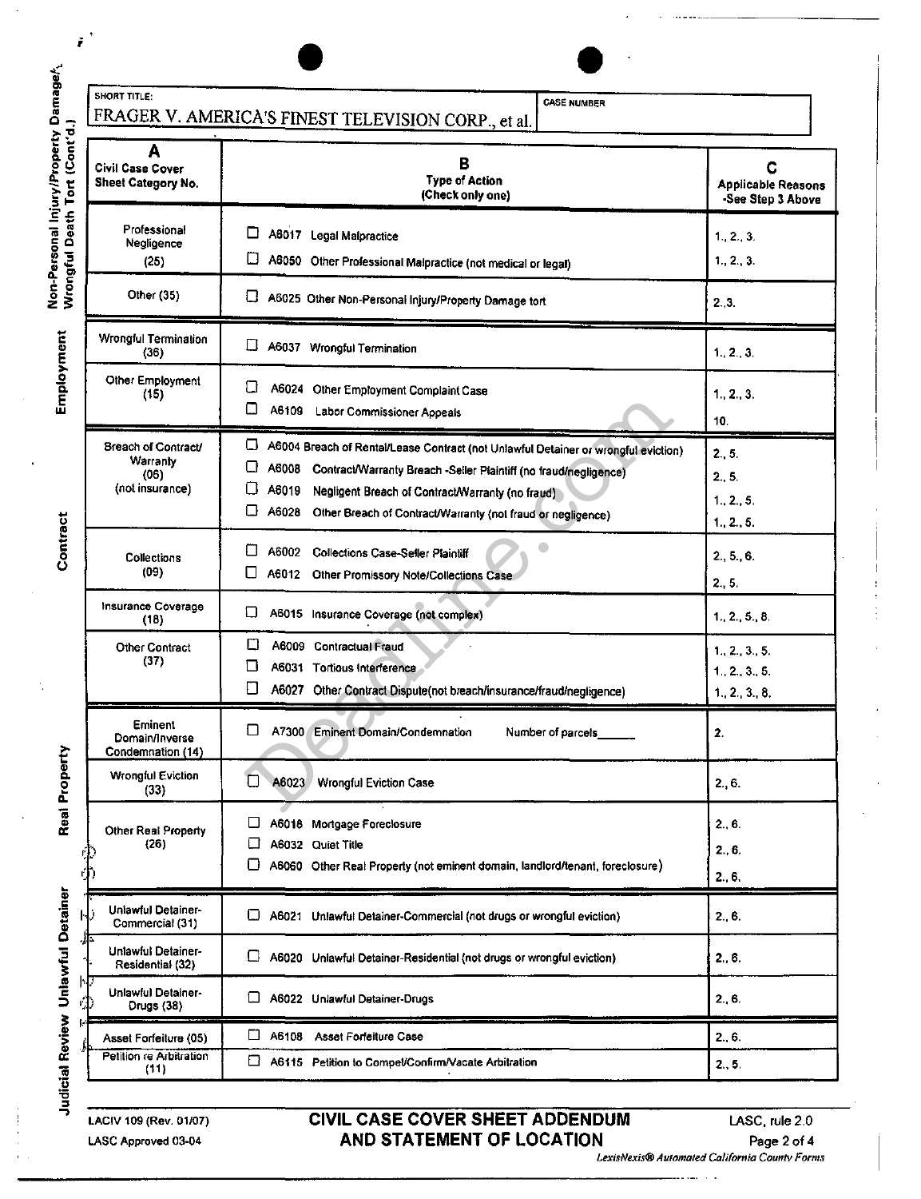SHORT TITLE: FRAGER V. AMERICA'S FINEST TELEVISION CORP., et al.

CASE NUMBER

| | A Civil Case Cover Sheet Category No. | B Type of Action (Check only one) | C Applicable Reasons -See Step 3 Above |
|---|---|---|---|
| Non-Personal Injury/Property Damage/ Wrongful Death Tort (Cont'd.) | Professional Negligence (25) | ☐ A6017 Legal Malpractice | 1., 2., 3. |
| | | ☐ A6050 Other Professional Malpractice (not medical or legal) | 1., 2., 3. |
| | Other (35) | ☐ A6025 Other Non-Personal Injury/Property Damage tort | 2.,3. |
| Employment | Wrongful Termination (36) | ☐ A6037 Wrongful Termination | 1., 2., 3. |
| | Other Employment (15) | ☐ A6024 Other Employment Complaint Case | 1., 2., 3. |
| | | ☐ A6109 Labor Commissioner Appeals | 10. |
| Contract | Breach of Contract/ Warranty (06) (not insurance) | ☐ A6004 Breach of Rental/Lease Contract (not Unlawful Detainer or wrongful eviction) | 2., 5. |
| | | ☐ A6008 Contract/Warranty Breach -Seller Plaintiff (no fraud/negligence) | 2., 5. |
| | | ☐ A6019 Negligent Breach of Contract/Warranty (no fraud) | 1., 2., 5. |
| | | ☐ A6028 Other Breach of Contract/Warranty (not fraud or negligence) | 1., 2., 5. |
| | Collections (09) | ☐ A6002 Collections Case-Seller Plaintiff | 2., 5., 6. |
| | | ☐ A6012 Other Promissory Note/Collections Case | 2., 5. |
| | Insurance Coverage (18) | ☐ A6015 Insurance Coverage (not complex) | 1., 2., 5., 8. |
| | Other Contract (37) | ☐ A6009 Contractual Fraud | 1., 2., 3., 5. |
| | | ☐ A6031 Tortious Interference | 1., 2., 3., 5. |
| | | ☐ A6027 Other Contract Dispute(not breach/insurance/fraud/negligence) | 1., 2., 3., 8. |
| Real Property | Eminent Domain/Inverse Condemnation (14) | ☐ A7300 Eminent Domain/Condemnation Number of parcels______ | 2. |
| | Wrongful Eviction (33) | ☐ A6023 Wrongful Eviction Case | 2., 6. |
| | Other Real Property (26) | ☐ A6018 Mortgage Foreclosure | 2., 6. |
| | | ☐ A6032 Quiet Title | 2., 6. |
| | | ☐ A6060 Other Real Property (not eminent domain, landlord/tenant, foreclosure) | 2., 6. |
| Unlawful Detainer | Unlawful Detainer-Commercial (31) | ☐ A6021 Unlawful Detainer-Commercial (not drugs or wrongful eviction) | 2., 6. |
| | Unlawful Detainer-Residential (32) | ☐ A6020 Unlawful Detainer-Residential (not drugs or wrongful eviction) | 2., 6. |
| | Unlawful Detainer-Drugs (38) | ☐ A6022 Unlawful Detainer-Drugs | 2., 6. |
| Judicial Review | Asset Forfeiture (05) | ☐ A6108 Asset Forfeiture Case | 2., 6. |
| | Petition re Arbitration (11) | ☐ A6115 Petition to Compel/Confirm/Vacate Arbitration | 2., 5. |

LACIV 109 (Rev. 01/07)
LASC Approved 03-04

**CIVIL CASE COVER SHEET ADDENDUM AND STATEMENT OF LOCATION**

LASC, rule 2.0

*LexisNexis® Automated California County Forms*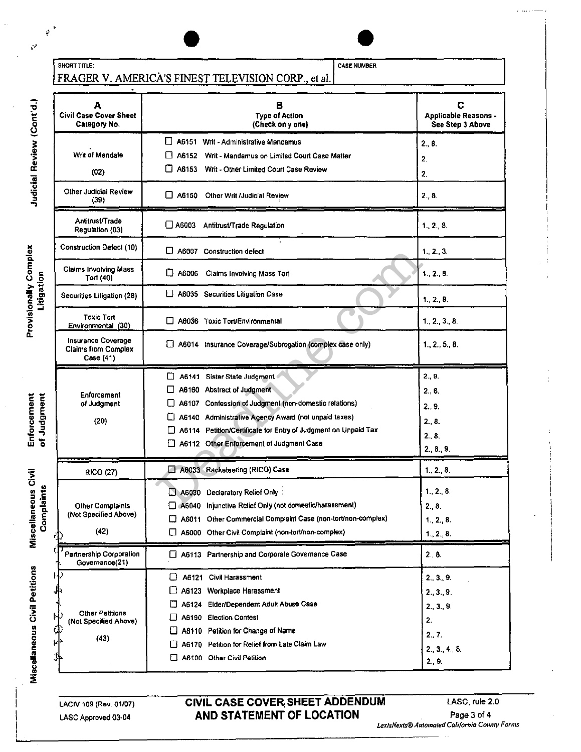| SHORT TITLE: | CASE NUMBER |
|---|---|
| FRAGER V. AMERICA'S FINEST TELEVISION CORP., et al. | |

| | A<br>Civil Case Cover Sheet Category No. | B<br>Type of Action<br>(Check only one) | C<br>Applicable Reasons - See Step 3 Above |
|---|---|---|---|
| Judicial Review (Cont'd.) | Writ of Mandate (02) | ☐ A6151 Writ - Administrative Mandamus<br>☐ A6152 Writ - Mandamus on Limited Court Case Matter<br>☐ A6153 Writ - Other Limited Court Case Review | 2., 8.<br>2.<br>2. |
| | Other Judicial Review (39) | ☐ A6150 Other Writ /Judicial Review | 2., 8. |
| Provisionally Complex Litigation | Antitrust/Trade Regulation (03) | ☐ A6003 Antitrust/Trade Regulation | 1., 2., 8. |
| | Construction Defect (10) | ☐ A6007 Construction defect | 1., 2., 3. |
| | Claims Involving Mass Tort (40) | ☐ A6006 Claims Involving Mass Tort | 1., 2., 8. |
| | Securities Litigation (28) | ☐ A6035 Securities Litigation Case | 1., 2., 8. |
| | Toxic Tort Environmental (30) | ☐ A6036 Toxic Tort/Environmental | 1., 2., 3., 8. |
| | Insurance Coverage Claims from Complex Case (41) | ☐ A6014 Insurance Coverage/Subrogation (complex case only) | 1., 2., 5., 8. |
| Enforcement of Judgment | Enforcement of Judgment (20) | ☐ A6141 Sister State Judgment<br>☐ A6160 Abstract of Judgment<br>☐ A6107 Confession of Judgment (non-domestic relations)<br>☐ A6140 Administrative Agency Award (not unpaid taxes)<br>☐ A6114 Petition/Certificate for Entry of Judgment on Unpaid Tax<br>☐ A6112 Other Enforcement of Judgment Case | 2., 9.<br>2., 6.<br>2., 9.<br>2., 8.<br>2., 8.<br>2., 8., 9. |
| Miscellaneous Civil Complaints | RICO (27) | ☐ A6033 Racketeering (RICO) Case | 1., 2., 8. |
| | Other Complaints (Not Specified Above) (42) | ☐ A6030 Declaratory Relief Only<br>☐ A6040 Injunctive Relief Only (not domestic/harassment)<br>☐ A6011 Other Commercial Complaint Case (non-tort/non-complex)<br>☐ A6000 Other Civil Complaint (non-tort/non-complex) | 1., 2., 8.<br>2., 8.<br>1., 2., 8.<br>1., 2., 8. |
| Miscellaneous Civil Petitions | Partnership Corporation Governance(21) | ☐ A6113 Partnership and Corporate Governance Case | 2., 8. |
| | Other Petitions (Not Specified Above) (43) | ☐ A6121 Civil Harassment<br>☐ A6123 Workplace Harassment<br>☐ A6124 Elder/Dependent Adult Abuse Case<br>☐ A6190 Election Contest<br>☐ A6110 Petition for Change of Name<br>☐ A6170 Petition for Relief from Late Claim Law<br>☐ A6100 Other Civil Petition | 2., 3., 9.<br>2., 3., 9.<br>2., 3., 9.<br>2.<br>2., 7.<br>2., 3., 4., 8.<br>2., 9. |

LACIV 109 (Rev. 01/07)
LASC Approved 03-04

**CIVIL CASE COVER SHEET ADDENDUM AND STATEMENT OF LOCATION**

LASC, rule 2.0

*LexisNexis® Automated California County Forms*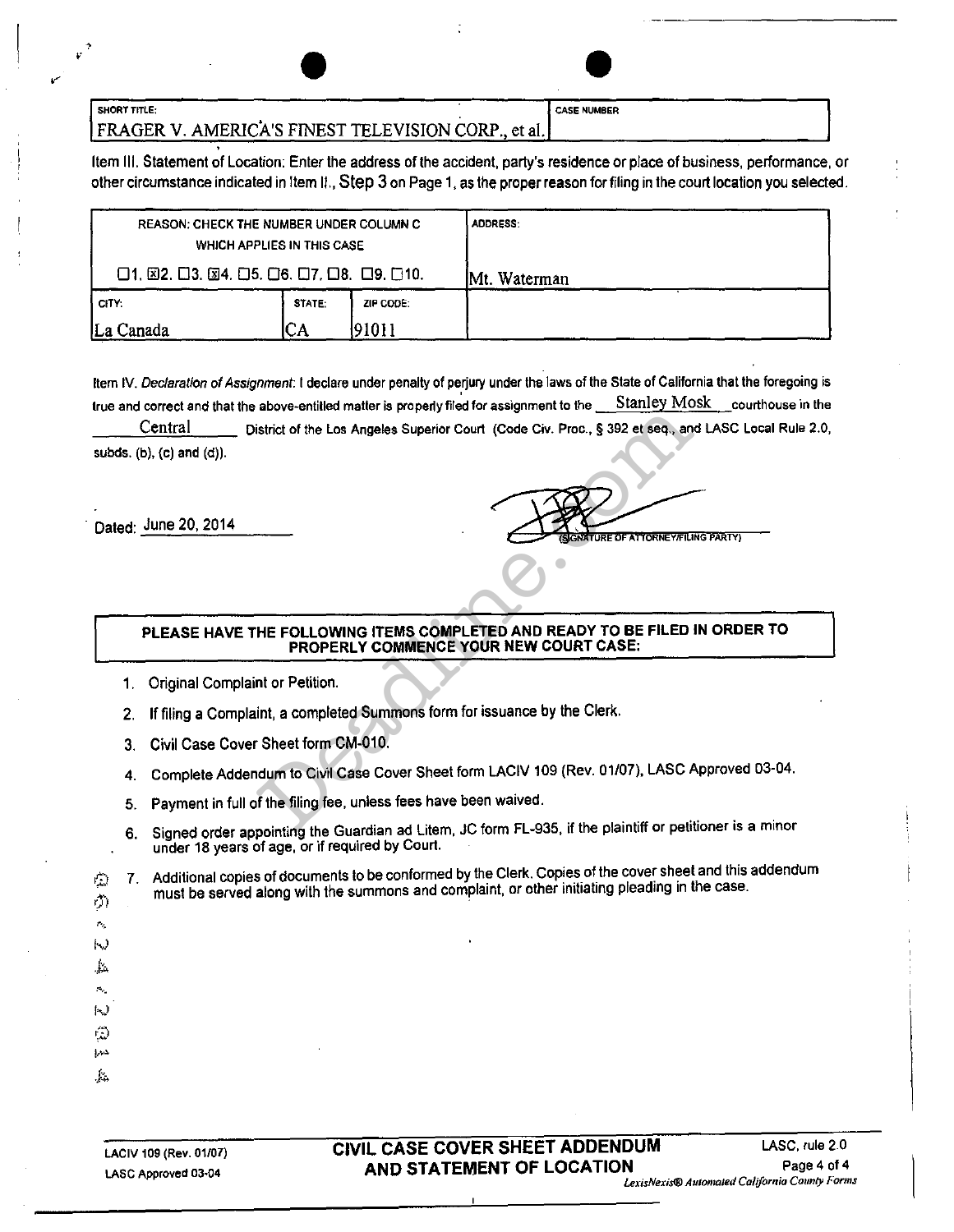| SHORT TITLE: | CASE NUMBER |
|---|---|
| FRAGER V. AMERICA'S FINEST TELEVISION CORP., et al. | |

Item III. Statement of Location: Enter the address of the accident, party's residence or place of business, performance, or other circumstance indicated in Item II., Step 3 on Page 1, as the proper reason for filing in the court location you selected.

| REASON: CHECK THE NUMBER UNDER COLUMN C WHICH APPLIES IN THIS CASE | | | ADDRESS: |
|---|---|---|---|
| ☐1. ☒2. ☐3. ☒4. ☐5. ☐6. ☐7. ☐8. ☐9. ☐10. | | | Mt. Waterman |
| CITY: | STATE: | ZIP CODE: | |
| La Canada | CA | 91011 | |

Item IV. *Declaration of Assignment*: I declare under penalty of perjury under the laws of the State of California that the foregoing is true and correct and that the above-entitled matter is properly filed for assignment to the Stanley Mosk courthouse in the Central District of the Los Angeles Superior Court (Code Civ. Proc., § 392 et seq., and LASC Local Rule 2.0, subds. (b), (c) and (d)).

Dated: June 20, 2014

(SIGNATURE OF ATTORNEY/FILING PARTY)

**PLEASE HAVE THE FOLLOWING ITEMS COMPLETED AND READY TO BE FILED IN ORDER TO PROPERLY COMMENCE YOUR NEW COURT CASE:**

1. Original Complaint or Petition.
2. If filing a Complaint, a completed Summons form for issuance by the Clerk.
3. Civil Case Cover Sheet form CM-010.
4. Complete Addendum to Civil Case Cover Sheet form LACIV 109 (Rev. 01/07), LASC Approved 03-04.
5. Payment in full of the filing fee, unless fees have been waived.
6. Signed order appointing the Guardian ad Litem, JC form FL-935, if the plaintiff or petitioner is a minor under 18 years of age, or if required by Court.
7. Additional copies of documents to be conformed by the Clerk. Copies of the cover sheet and this addendum must be served along with the summons and complaint, or other initiating pleading in the case.

LACIV 109 (Rev. 01/07)
LASC Approved 03-04

**CIVIL CASE COVER SHEET ADDENDUM AND STATEMENT OF LOCATION**

LASC, rule 2.0